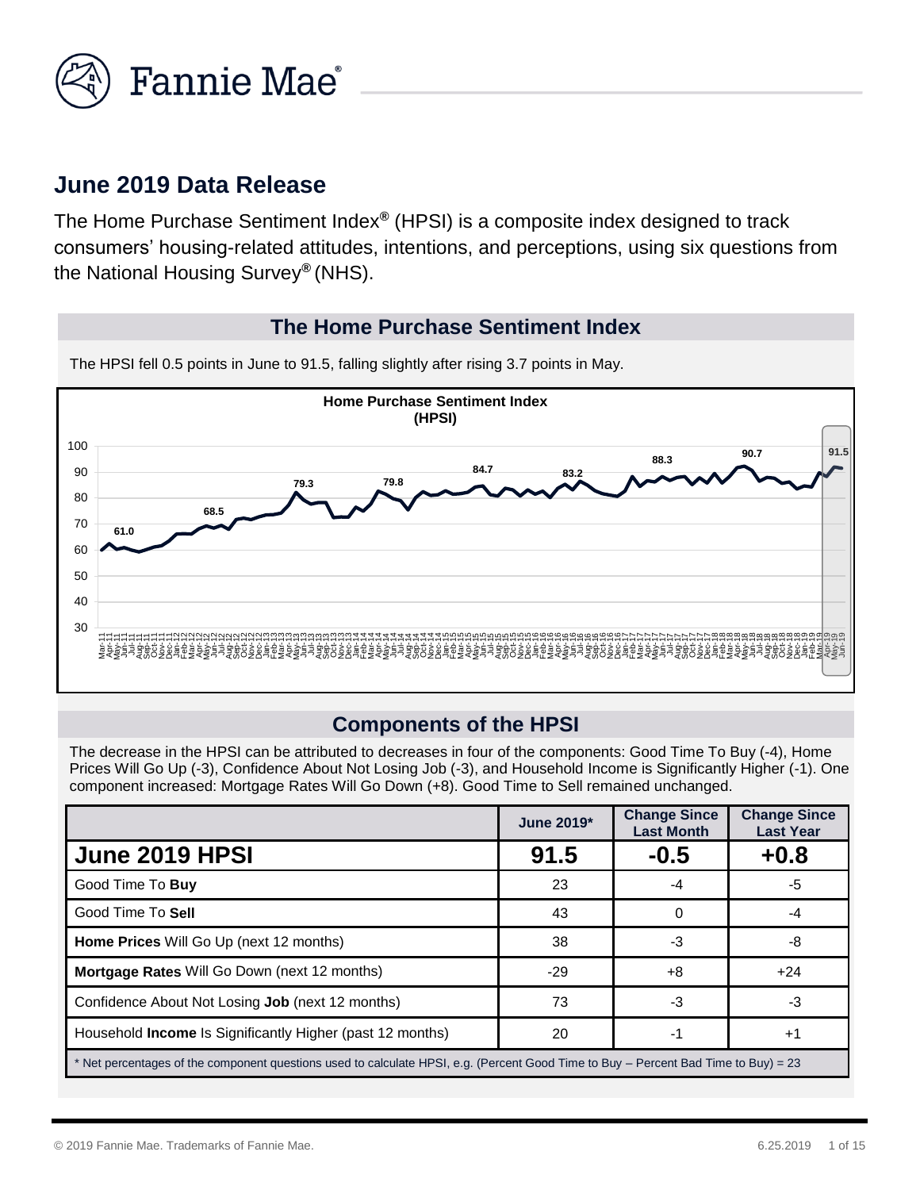# June 2019 Data Release

The Home Purchase Sentiment Index® (HPSI) is a composite index designed to track consumers' housing-related attitudes, intentions, and perceptions, using six questions from the National Housing Survey® (NHS).

## The Home Purchase Sentiment Index

The HPSI fell 0.5 points in June to 91.5, falling slightly after rising 3.7 points in May.

## Components of the HPSI

The decrease in the HPSI can be attributed to decreases in four of the components: Good Time To Buy (-4), Home Prices Will Go Up (-3), Confidence About Not Losing Job (-3), and Household Income is Significantly Higher (-1). One component increased: Mortgage Rates Will Go Down (+8). Good Time to Sell remained unchanged.

| | June 2019* | Change Since Last Month | Change Since Last Year |
|---|---|---|---|
| **June 2019 HPSI** | **91.5** | **-0.5** | **+0.8** |
| Good Time To **Buy** | 23 | -4 | -5 |
| Good Time To **Sell** | 43 | 0 | -4 |
| **Home Prices** Will Go Up (next 12 months) | 38 | -3 | -8 |
| **Mortgage Rates** Will Go Down (next 12 months) | -29 | +8 | +24 |
| Confidence About Not Losing **Job** (next 12 months) | 73 | -3 | -3 |
| Household **Income** Is Significantly Higher (past 12 months) | 20 | -1 | +1 |

* Net percentages of the component questions used to calculate HPSI, e.g. (Percent Good Time to Buy – Percent Bad Time to Buy) = 23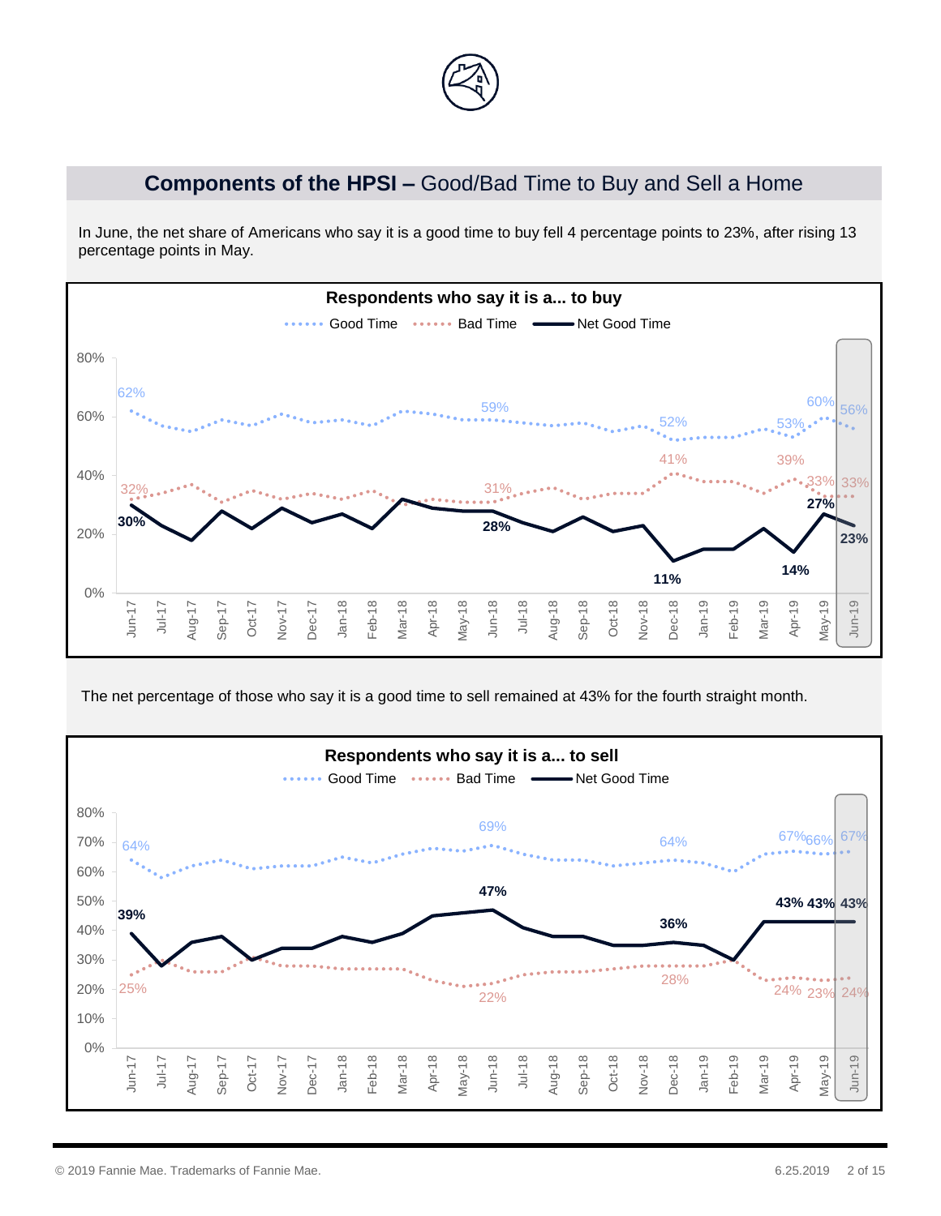## **Components of the HPSI –** Good/Bad Time to Buy and Sell a Home

In June, the net share of Americans who say it is a good time to buy fell 4 percentage points to 23%, after rising 13 percentage points in May.

**Respondents who say it is a... to buy**

Good Time · Bad Time · Net Good Time

| | Jun-17 | Jun-18 | Dec-18 | Apr-19 | May-19 | Jun-19 |
|---|---|---|---|---|---|---|
| Good Time | 62% | 59% | 52% | 53% | 60% | 56% |
| Bad Time | 32% | 31% | 41% | 39% | 33% | 33% |
| Net Good Time | 30% | 28% | 11% | 14% | 27% | 23% |

The net percentage of those who say it is a good time to sell remained at 43% for the fourth straight month.

**Respondents who say it is a... to sell**

Good Time · Bad Time · Net Good Time

| | Jun-17 | Jun-18 | Dec-18 | Apr-19 | May-19 | Jun-19 |
|---|---|---|---|---|---|---|
| Good Time | 64% | 69% | 64% | 67% | 66% | 67% |
| Bad Time | 25% | 22% | 28% | 24% | 23% | 24% |
| Net Good Time | 39% | 47% | 36% | 43% | 43% | 43% |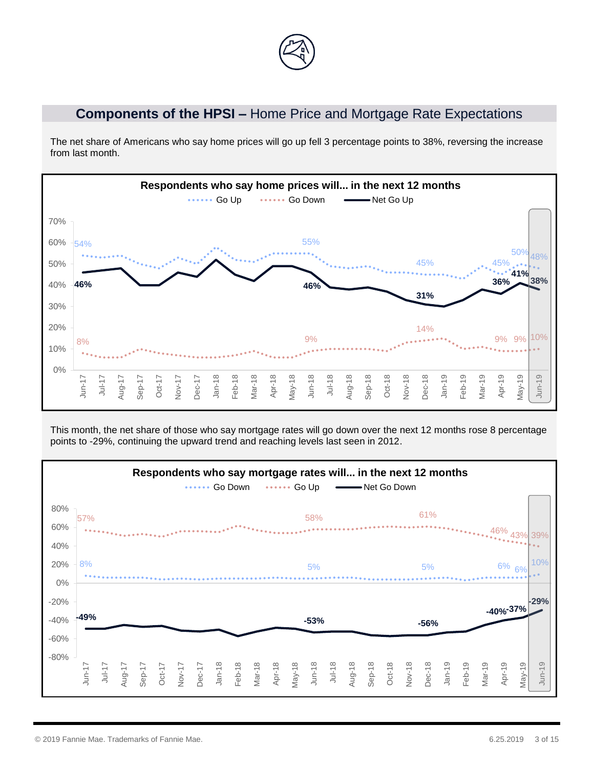## **Components of the HPSI –** Home Price and Mortgage Rate Expectations

The net share of Americans who say home prices will go up fell 3 percentage points to 38%, reversing the increase from last month.

**Respondents who say home prices will... in the next 12 months**

This month, the net share of those who say mortgage rates will go down over the next 12 months rose 8 percentage points to -29%, continuing the upward trend and reaching levels last seen in 2012.

**Respondents who say mortgage rates will... in the next 12 months**

© 2019 Fannie Mae. Trademarks of Fannie Mae.

6.25.2019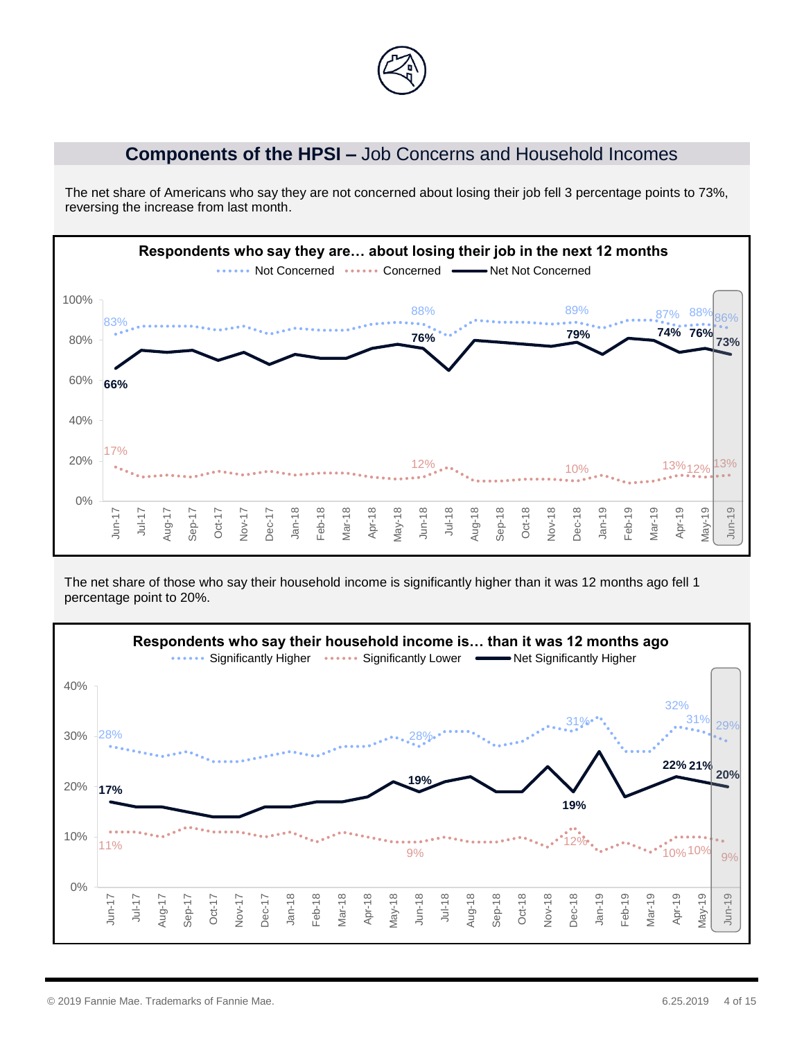## **Components of the HPSI –** Job Concerns and Household Incomes

The net share of Americans who say they are not concerned about losing their job fell 3 percentage points to 73%, reversing the increase from last month.

**Respondents who say they are… about losing their job in the next 12 months**

Not Concerned · Concerned · Net Not Concerned

The net share of those who say their household income is significantly higher than it was 12 months ago fell 1 percentage point to 20%.

**Respondents who say their household income is… than it was 12 months ago**

Significantly Higher · Significantly Lower · Net Significantly Higher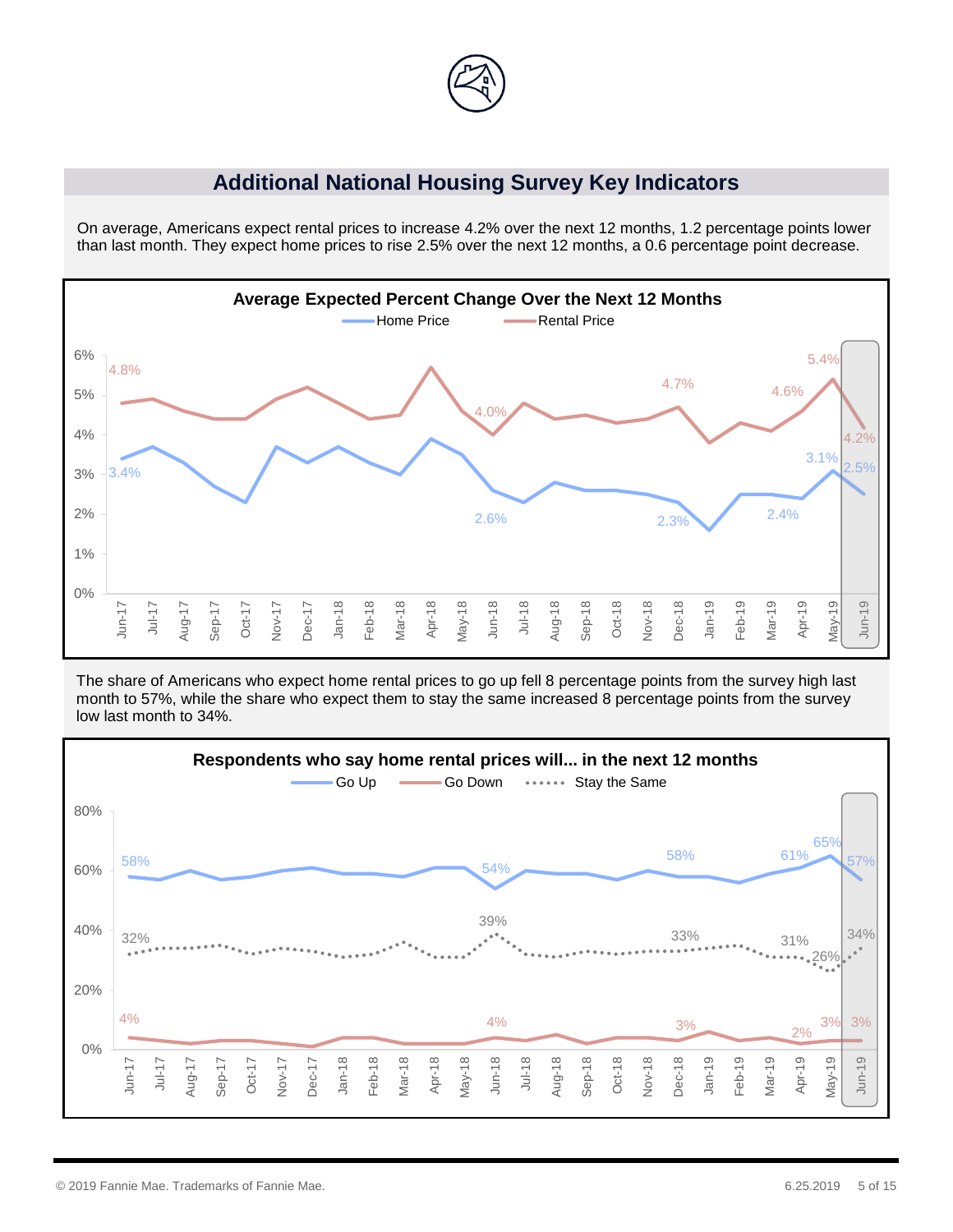## Additional National Housing Survey Key Indicators

On average, Americans expect rental prices to increase 4.2% over the next 12 months, 1.2 percentage points lower than last month. They expect home prices to rise 2.5% over the next 12 months, a 0.6 percentage point decrease.

**Average Expected Percent Change Over the Next 12 Months**

Home Price | Rental Price

| | Jun-17 | Jun-18 | Dec-18 | Mar-19 | May-19 | Jun-19 |
|---|---|---|---|---|---|---|
| Rental Price | 4.8% | 4.0% | 4.7% | 4.6% | 5.4% | 4.2% |

| | Jun-17 | Jun-18 | Dec-18 | Mar-19 | May-19 | Jun-19 |
|---|---|---|---|---|---|---|
| Home Price | 3.4% | 2.6% | 2.3% | 2.4% | 3.1% | 2.5% |

The share of Americans who expect home rental prices to go up fell 8 percentage points from the survey high last month to 57%, while the share who expect them to stay the same increased 8 percentage points from the survey low last month to 34%.

**Respondents who say home rental prices will... in the next 12 months**

Go Up | Go Down | Stay the Same

| | Jun-17 | Jun-18 | Dec-18 | Apr-19 | May-19 | Jun-19 |
|---|---|---|---|---|---|---|
| Go Up | 58% | 54% | 58% | 61% | 65% | 57% |
| Stay the Same | 32% | 39% | 33% | 31% | 26% | 34% |
| Go Down | 4% | 4% | 3% | 2% | 3% | 3% |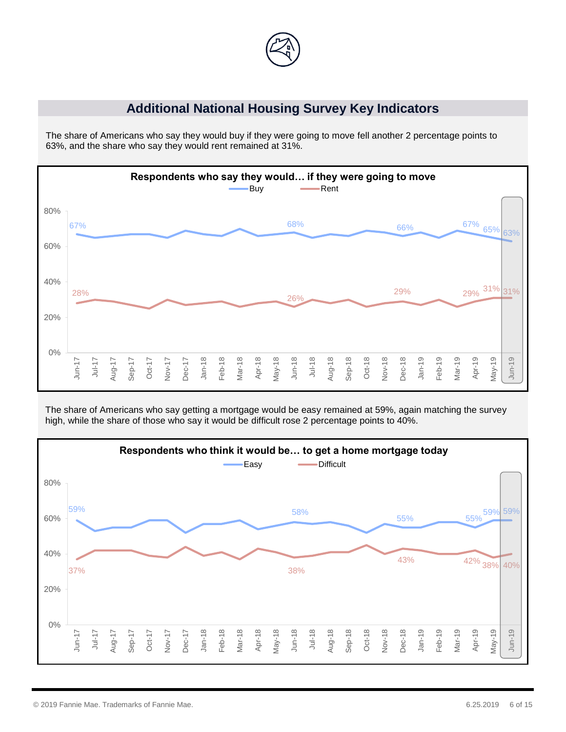## Additional National Housing Survey Key Indicators

The share of Americans who say they would buy if they were going to move fell another 2 percentage points to 63%, and the share who say they would rent remained at 31%.

**Respondents who say they would… if they were going to move**

The share of Americans who say getting a mortgage would be easy remained at 59%, again matching the survey high, while the share of those who say it would be difficult rose 2 percentage points to 40%.

**Respondents who think it would be… to get a home mortgage today**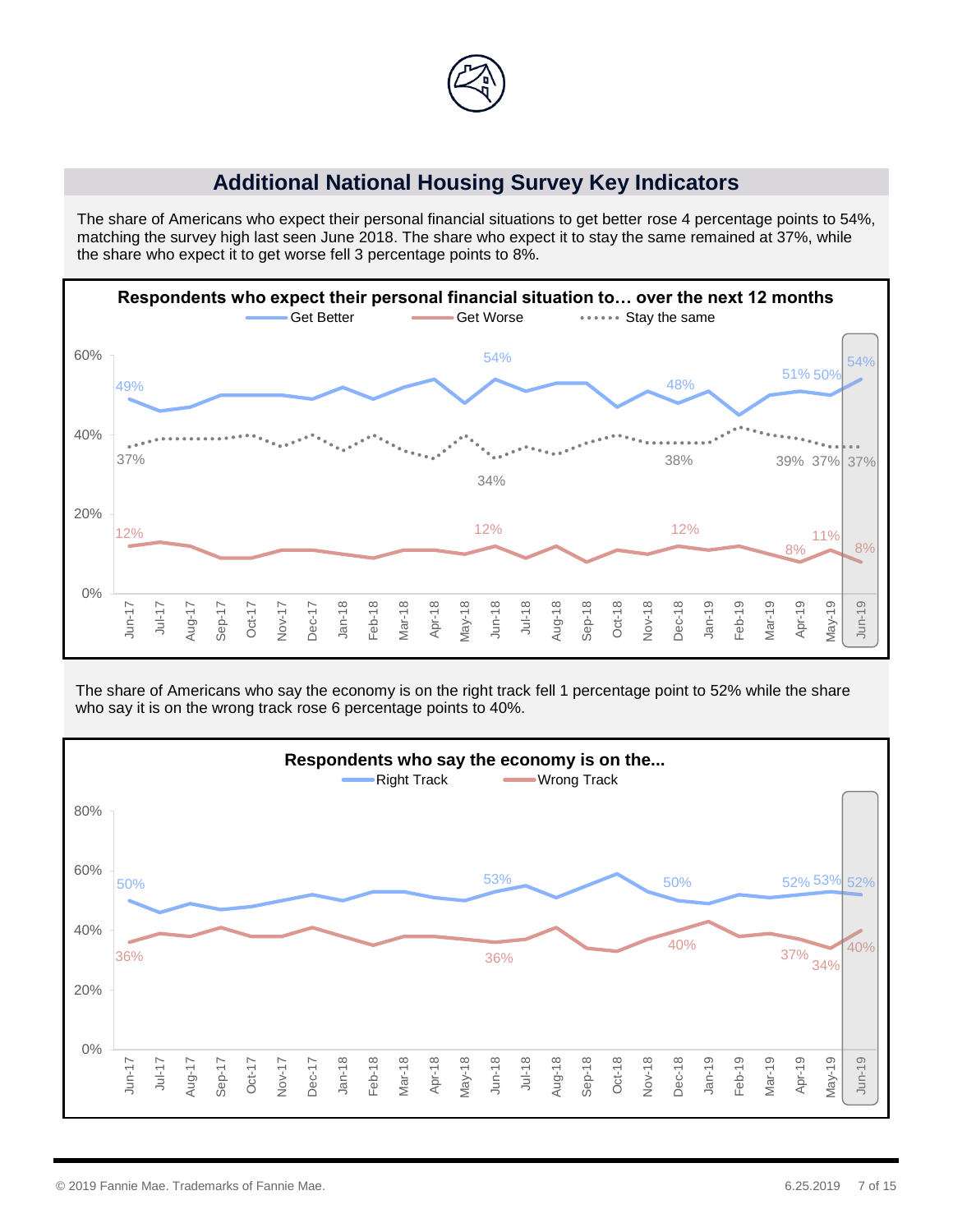## Additional National Housing Survey Key Indicators

The share of Americans who expect their personal financial situations to get better rose 4 percentage points to 54%, matching the survey high last seen June 2018. The share who expect it to stay the same remained at 37%, while the share who expect it to get worse fell 3 percentage points to 8%.

**Respondents who expect their personal financial situation to… over the next 12 months**

The share of Americans who say the economy is on the right track fell 1 percentage point to 52% while the share who say it is on the wrong track rose 6 percentage points to 40%.

**Respondents who say the economy is on the...**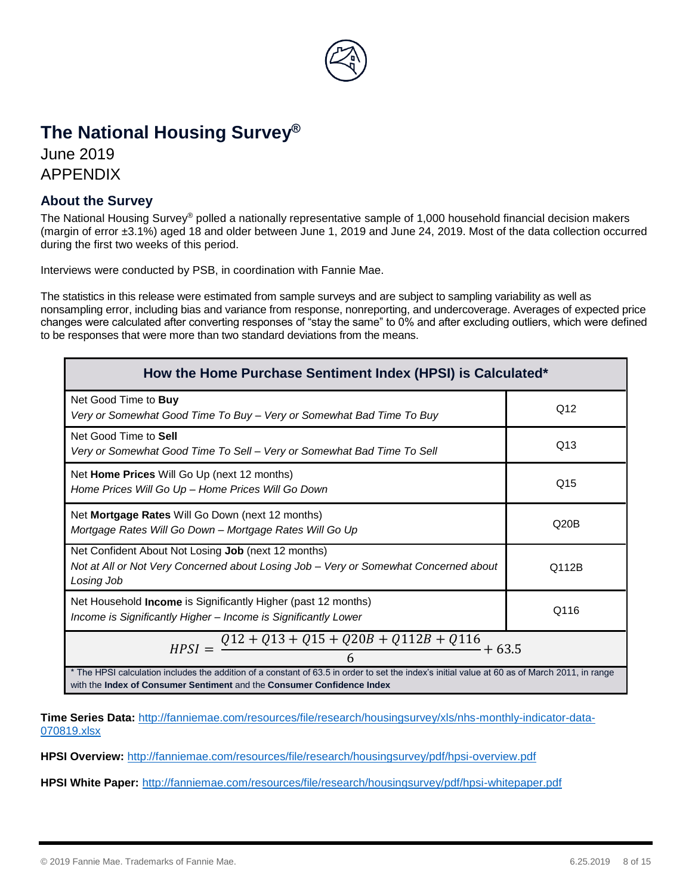# The National Housing Survey®

June 2019

APPENDIX

## About the Survey

The National Housing Survey® polled a nationally representative sample of 1,000 household financial decision makers (margin of error ±3.1%) aged 18 and older between June 1, 2019 and June 24, 2019. Most of the data collection occurred during the first two weeks of this period.

Interviews were conducted by PSB, in coordination with Fannie Mae.

The statistics in this release were estimated from sample surveys and are subject to sampling variability as well as nonsampling error, including bias and variance from response, nonreporting, and undercoverage. Averages of expected price changes were calculated after converting responses of "stay the same" to 0% and after excluding outliers, which were defined to be responses that were more than two standard deviations from the means.

| How the Home Purchase Sentiment Index (HPSI) is Calculated* | |
|---|---|
| Net Good Time to **Buy**<br>*Very or Somewhat Good Time To Buy – Very or Somewhat Bad Time To Buy* | Q12 |
| Net Good Time to **Sell**<br>*Very or Somewhat Good Time To Sell – Very or Somewhat Bad Time To Sell* | Q13 |
| Net **Home Prices** Will Go Up (next 12 months)<br>*Home Prices Will Go Up – Home Prices Will Go Down* | Q15 |
| Net **Mortgage Rates** Will Go Down (next 12 months)<br>*Mortgage Rates Will Go Down – Mortgage Rates Will Go Up* | Q20B |
| Net Confident About Not Losing **Job** (next 12 months)<br>*Not at All or Not Very Concerned about Losing Job – Very or Somewhat Concerned about Losing Job* | Q112B |
| Net Household **Income** is Significantly Higher (past 12 months)<br>*Income is Significantly Higher – Income is Significantly Lower* | Q116 |

$$HPSI = \frac{Q12 + Q13 + Q15 + Q20B + Q112B + Q116}{6} + 63.5$$

\* The HPSI calculation includes the addition of a constant of 63.5 in order to set the index's initial value at 60 as of March 2011, in range with the **Index of Consumer Sentiment** and the **Consumer Confidence Index**

**Time Series Data:** http://fanniemae.com/resources/file/research/housingsurvey/xls/nhs-monthly-indicator-data-070819.xlsx

**HPSI Overview:** http://fanniemae.com/resources/file/research/housingsurvey/pdf/hpsi-overview.pdf

**HPSI White Paper:** http://fanniemae.com/resources/file/research/housingsurvey/pdf/hpsi-whitepaper.pdf

© 2019 Fannie Mae. Trademarks of Fannie Mae.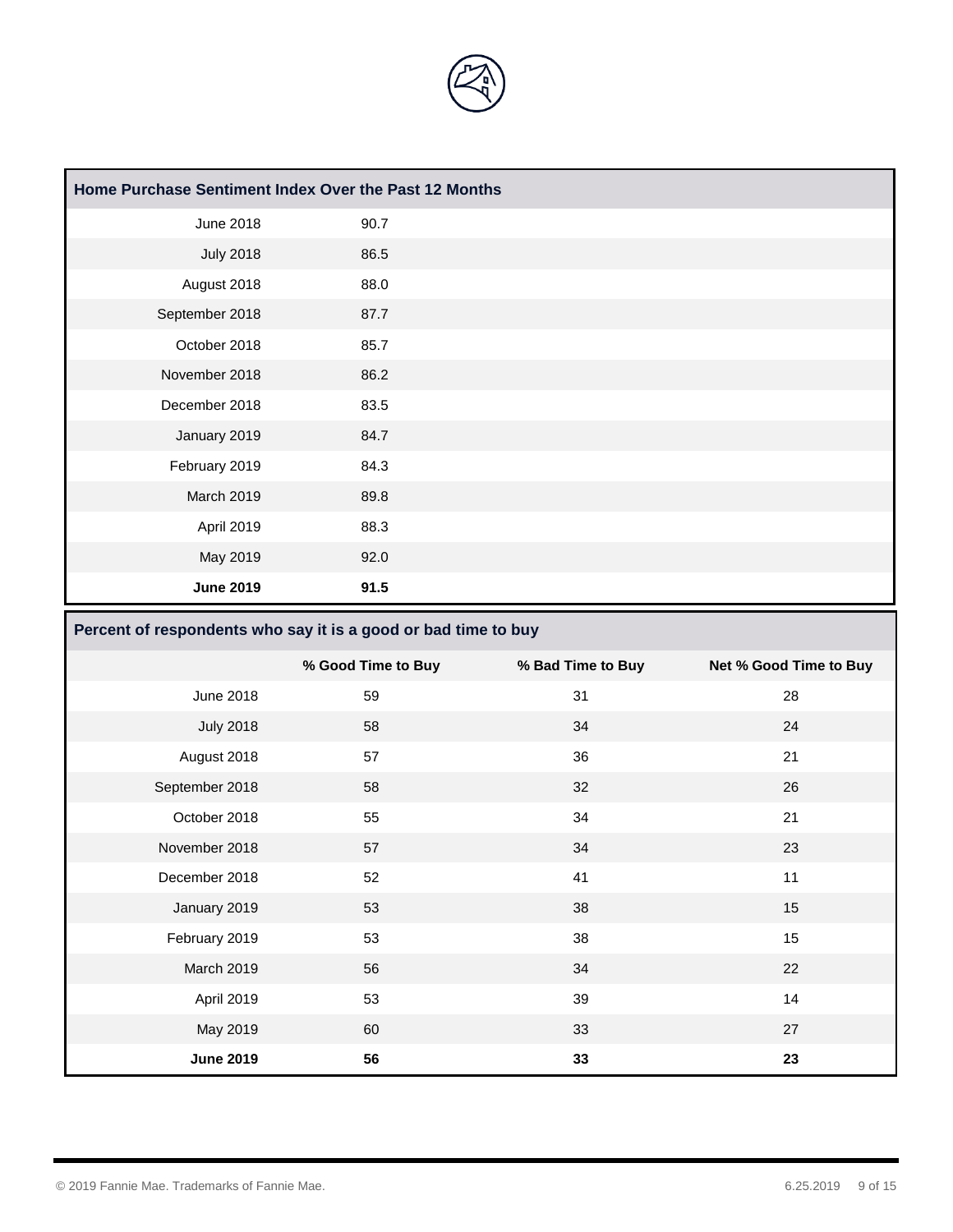| Home Purchase Sentiment Index Over the Past 12 Months | |
|---|---|
| June 2018 | 90.7 |
| July 2018 | 86.5 |
| August 2018 | 88.0 |
| September 2018 | 87.7 |
| October 2018 | 85.7 |
| November 2018 | 86.2 |
| December 2018 | 83.5 |
| January 2019 | 84.7 |
| February 2019 | 84.3 |
| March 2019 | 89.8 |
| April 2019 | 88.3 |
| May 2019 | 92.0 |
| **June 2019** | **91.5** |

**Percent of respondents who say it is a good or bad time to buy**

| | % Good Time to Buy | % Bad Time to Buy | Net % Good Time to Buy |
|---|---|---|---|
| June 2018 | 59 | 31 | 28 |
| July 2018 | 58 | 34 | 24 |
| August 2018 | 57 | 36 | 21 |
| September 2018 | 58 | 32 | 26 |
| October 2018 | 55 | 34 | 21 |
| November 2018 | 57 | 34 | 23 |
| December 2018 | 52 | 41 | 11 |
| January 2019 | 53 | 38 | 15 |
| February 2019 | 53 | 38 | 15 |
| March 2019 | 56 | 34 | 22 |
| April 2019 | 53 | 39 | 14 |
| May 2019 | 60 | 33 | 27 |
| **June 2019** | **56** | **33** | **23** |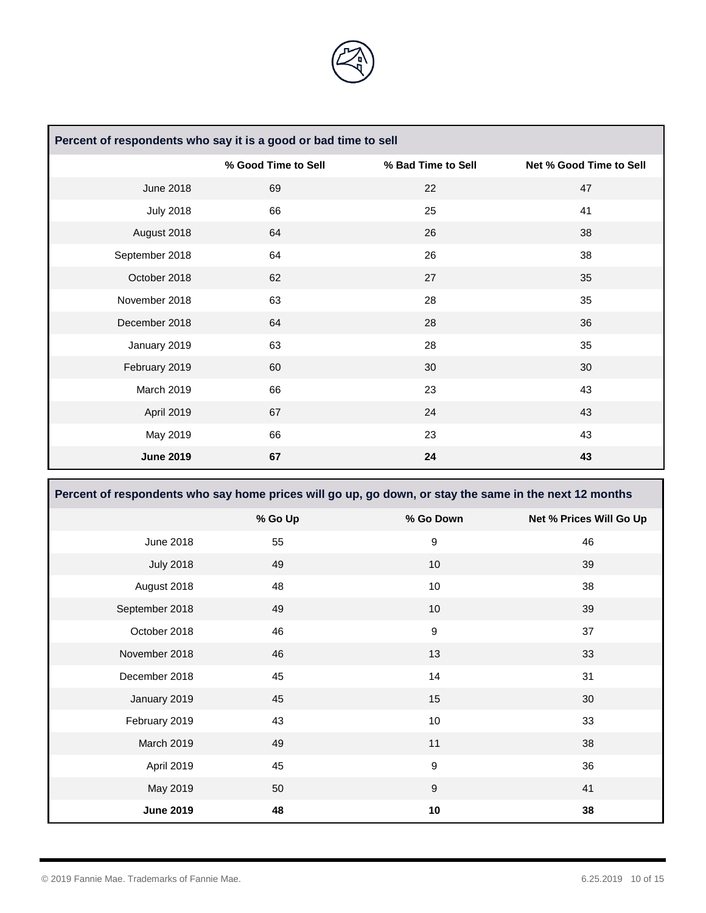| Percent of respondents who say it is a good or bad time to sell | | | |
|---|---|---|---|
| | % Good Time to Sell | % Bad Time to Sell | Net % Good Time to Sell |
| June 2018 | 69 | 22 | 47 |
| July 2018 | 66 | 25 | 41 |
| August 2018 | 64 | 26 | 38 |
| September 2018 | 64 | 26 | 38 |
| October 2018 | 62 | 27 | 35 |
| November 2018 | 63 | 28 | 35 |
| December 2018 | 64 | 28 | 36 |
| January 2019 | 63 | 28 | 35 |
| February 2019 | 60 | 30 | 30 |
| March 2019 | 66 | 23 | 43 |
| April 2019 | 67 | 24 | 43 |
| May 2019 | 66 | 23 | 43 |
| **June 2019** | **67** | **24** | **43** |

| Percent of respondents who say home prices will go up, go down, or stay the same in the next 12 months | | | |
|---|---|---|---|
| | % Go Up | % Go Down | Net % Prices Will Go Up |
| June 2018 | 55 | 9 | 46 |
| July 2018 | 49 | 10 | 39 |
| August 2018 | 48 | 10 | 38 |
| September 2018 | 49 | 10 | 39 |
| October 2018 | 46 | 9 | 37 |
| November 2018 | 46 | 13 | 33 |
| December 2018 | 45 | 14 | 31 |
| January 2019 | 45 | 15 | 30 |
| February 2019 | 43 | 10 | 33 |
| March 2019 | 49 | 11 | 38 |
| April 2019 | 45 | 9 | 36 |
| May 2019 | 50 | 9 | 41 |
| **June 2019** | **48** | **10** | **38** |

© 2019 Fannie Mae. Trademarks of Fannie Mae.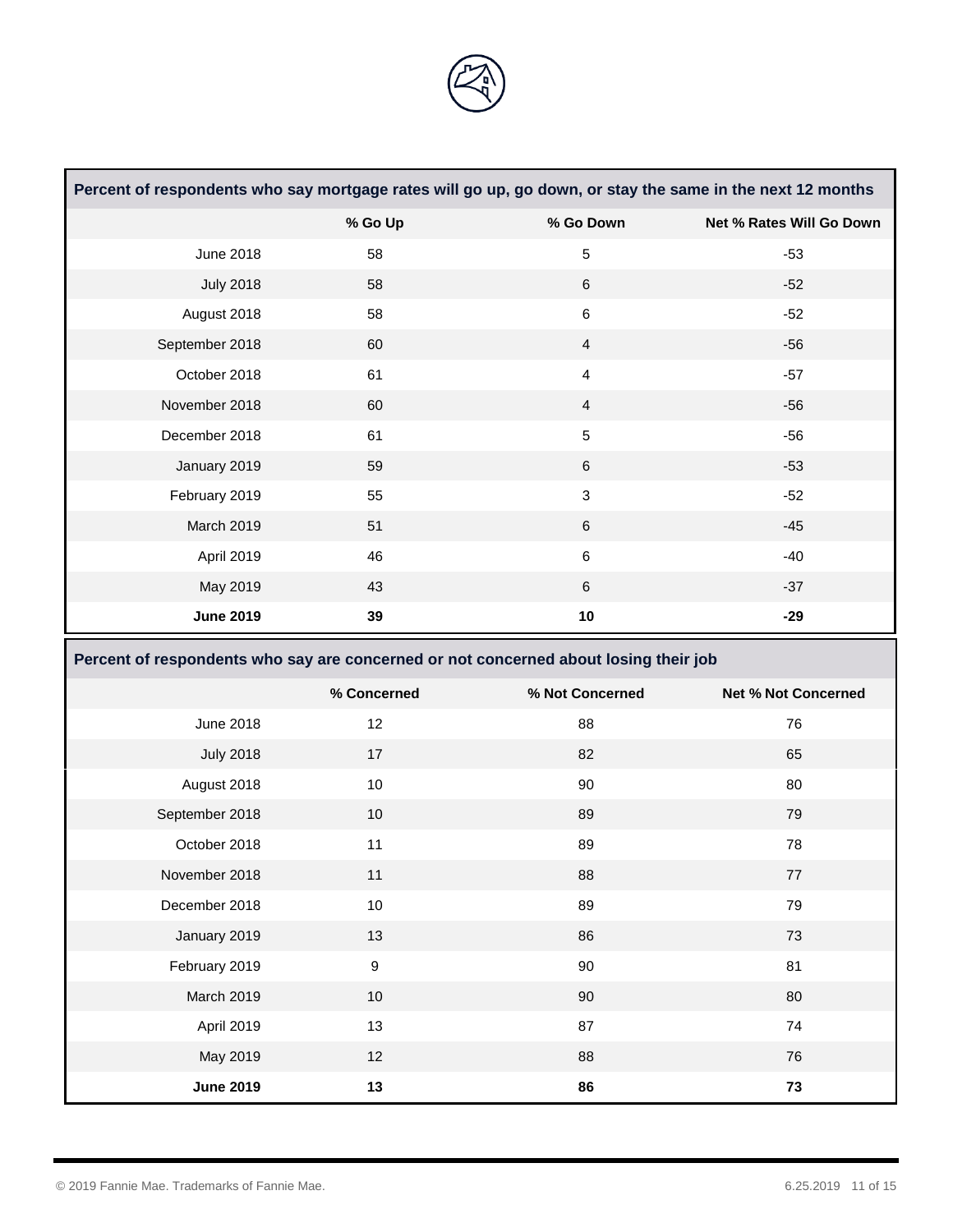| Percent of respondents who say mortgage rates will go up, go down, or stay the same in the next 12 months | | | |
|---|---|---|---|
| | **% Go Up** | **% Go Down** | **Net % Rates Will Go Down** |
| June 2018 | 58 | 5 | -53 |
| July 2018 | 58 | 6 | -52 |
| August 2018 | 58 | 6 | -52 |
| September 2018 | 60 | 4 | -56 |
| October 2018 | 61 | 4 | -57 |
| November 2018 | 60 | 4 | -56 |
| December 2018 | 61 | 5 | -56 |
| January 2019 | 59 | 6 | -53 |
| February 2019 | 55 | 3 | -52 |
| March 2019 | 51 | 6 | -45 |
| April 2019 | 46 | 6 | -40 |
| May 2019 | 43 | 6 | -37 |
| **June 2019** | **39** | **10** | **-29** |

| Percent of respondents who say are concerned or not concerned about losing their job | | | |
|---|---|---|---|
| | **% Concerned** | **% Not Concerned** | **Net % Not Concerned** |
| June 2018 | 12 | 88 | 76 |
| July 2018 | 17 | 82 | 65 |
| August 2018 | 10 | 90 | 80 |
| September 2018 | 10 | 89 | 79 |
| October 2018 | 11 | 89 | 78 |
| November 2018 | 11 | 88 | 77 |
| December 2018 | 10 | 89 | 79 |
| January 2019 | 13 | 86 | 73 |
| February 2019 | 9 | 90 | 81 |
| March 2019 | 10 | 90 | 80 |
| April 2019 | 13 | 87 | 74 |
| May 2019 | 12 | 88 | 76 |
| **June 2019** | **13** | **86** | **73** |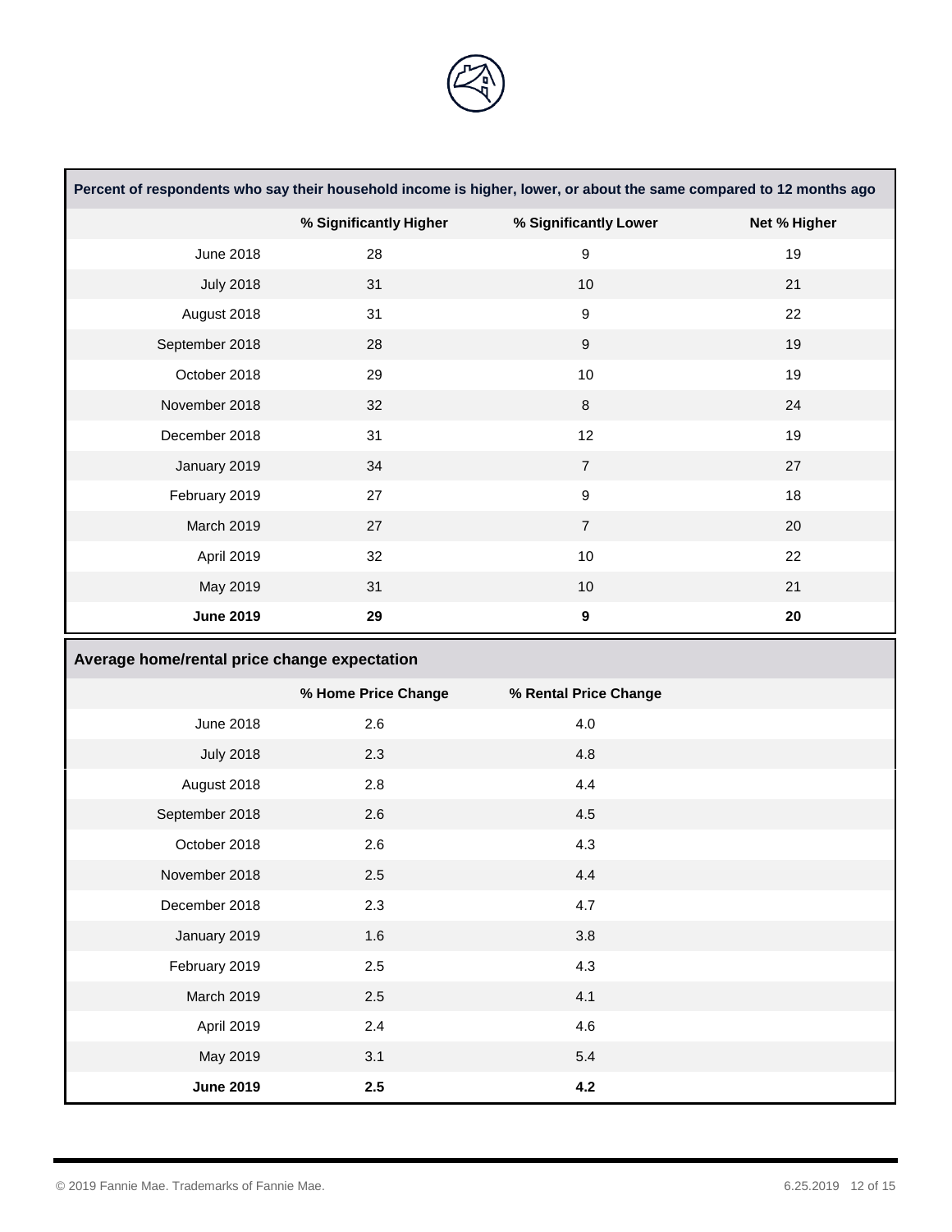**Percent of respondents who say their household income is higher, lower, or about the same compared to 12 months ago**

| | % Significantly Higher | % Significantly Lower | Net % Higher |
|---|---|---|---|
| June 2018 | 28 | 9 | 19 |
| July 2018 | 31 | 10 | 21 |
| August 2018 | 31 | 9 | 22 |
| September 2018 | 28 | 9 | 19 |
| October 2018 | 29 | 10 | 19 |
| November 2018 | 32 | 8 | 24 |
| December 2018 | 31 | 12 | 19 |
| January 2019 | 34 | 7 | 27 |
| February 2019 | 27 | 9 | 18 |
| March 2019 | 27 | 7 | 20 |
| April 2019 | 32 | 10 | 22 |
| May 2019 | 31 | 10 | 21 |
| **June 2019** | **29** | **9** | **20** |

**Average home/rental price change expectation**

| | % Home Price Change | % Rental Price Change |
|---|---|---|
| June 2018 | 2.6 | 4.0 |
| July 2018 | 2.3 | 4.8 |
| August 2018 | 2.8 | 4.4 |
| September 2018 | 2.6 | 4.5 |
| October 2018 | 2.6 | 4.3 |
| November 2018 | 2.5 | 4.4 |
| December 2018 | 2.3 | 4.7 |
| January 2019 | 1.6 | 3.8 |
| February 2019 | 2.5 | 4.3 |
| March 2019 | 2.5 | 4.1 |
| April 2019 | 2.4 | 4.6 |
| May 2019 | 3.1 | 5.4 |
| **June 2019** | **2.5** | **4.2** |

© 2019 Fannie Mae. Trademarks of Fannie Mae.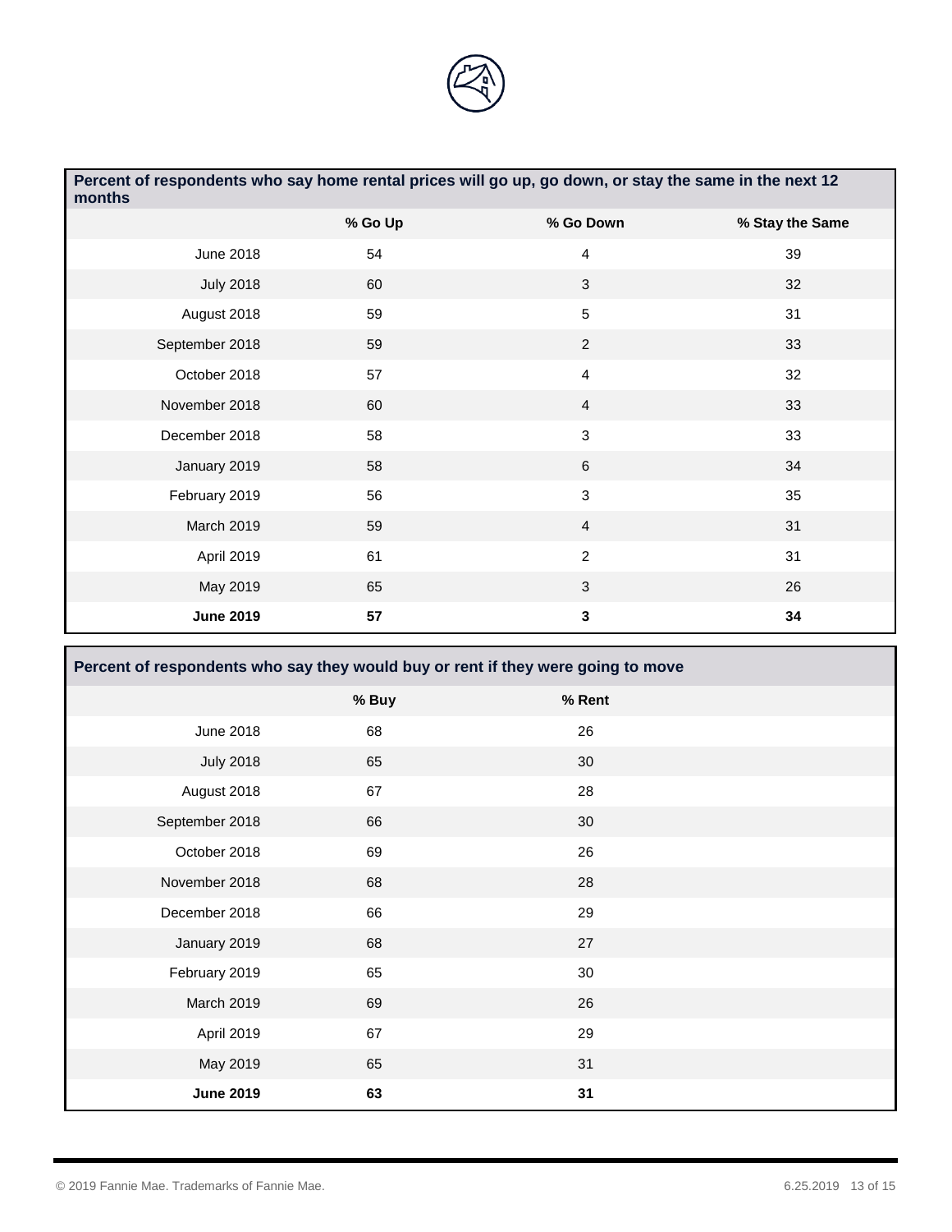| Percent of respondents who say home rental prices will go up, go down, or stay the same in the next 12 months | | | |
|---|---|---|---|
| | % Go Up | % Go Down | % Stay the Same |
| June 2018 | 54 | 4 | 39 |
| July 2018 | 60 | 3 | 32 |
| August 2018 | 59 | 5 | 31 |
| September 2018 | 59 | 2 | 33 |
| October 2018 | 57 | 4 | 32 |
| November 2018 | 60 | 4 | 33 |
| December 2018 | 58 | 3 | 33 |
| January 2019 | 58 | 6 | 34 |
| February 2019 | 56 | 3 | 35 |
| March 2019 | 59 | 4 | 31 |
| April 2019 | 61 | 2 | 31 |
| May 2019 | 65 | 3 | 26 |
| **June 2019** | **57** | **3** | **34** |

| Percent of respondents who say they would buy or rent if they were going to move | | |
|---|---|---|
| | % Buy | % Rent |
| June 2018 | 68 | 26 |
| July 2018 | 65 | 30 |
| August 2018 | 67 | 28 |
| September 2018 | 66 | 30 |
| October 2018 | 69 | 26 |
| November 2018 | 68 | 28 |
| December 2018 | 66 | 29 |
| January 2019 | 68 | 27 |
| February 2019 | 65 | 30 |
| March 2019 | 69 | 26 |
| April 2019 | 67 | 29 |
| May 2019 | 65 | 31 |
| **June 2019** | **63** | **31** |

© 2019 Fannie Mae. Trademarks of Fannie Mae.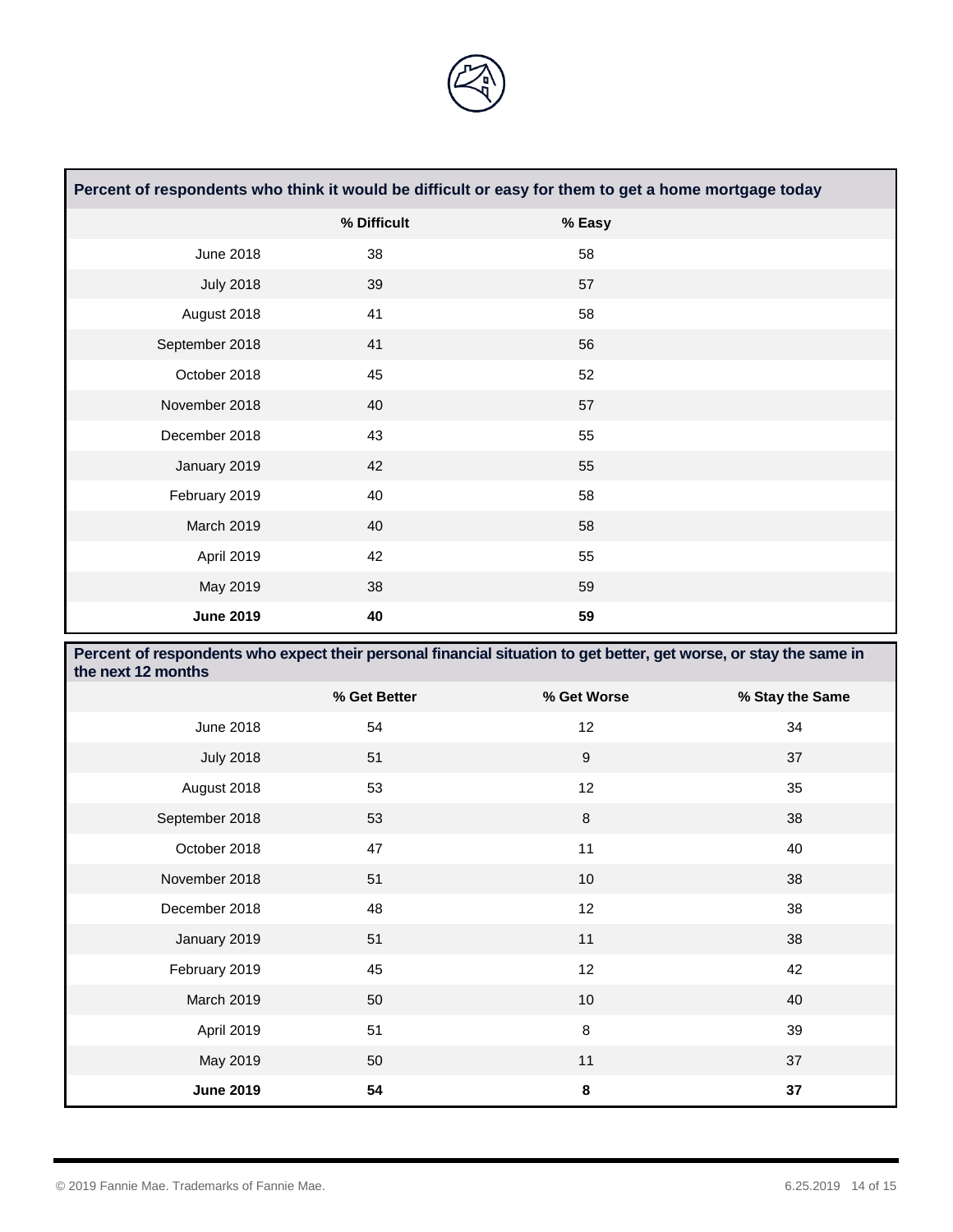| Percent of respondents who think it would be difficult or easy for them to get a home mortgage today | | |
|---|---|---|
| | % Difficult | % Easy |
| June 2018 | 38 | 58 |
| July 2018 | 39 | 57 |
| August 2018 | 41 | 58 |
| September 2018 | 41 | 56 |
| October 2018 | 45 | 52 |
| November 2018 | 40 | 57 |
| December 2018 | 43 | 55 |
| January 2019 | 42 | 55 |
| February 2019 | 40 | 58 |
| March 2019 | 40 | 58 |
| April 2019 | 42 | 55 |
| May 2019 | 38 | 59 |
| **June 2019** | **40** | **59** |

| Percent of respondents who expect their personal financial situation to get better, get worse, or stay the same in the next 12 months | | | |
|---|---|---|---|
| | % Get Better | % Get Worse | % Stay the Same |
| June 2018 | 54 | 12 | 34 |
| July 2018 | 51 | 9 | 37 |
| August 2018 | 53 | 12 | 35 |
| September 2018 | 53 | 8 | 38 |
| October 2018 | 47 | 11 | 40 |
| November 2018 | 51 | 10 | 38 |
| December 2018 | 48 | 12 | 38 |
| January 2019 | 51 | 11 | 38 |
| February 2019 | 45 | 12 | 42 |
| March 2019 | 50 | 10 | 40 |
| April 2019 | 51 | 8 | 39 |
| May 2019 | 50 | 11 | 37 |
| **June 2019** | **54** | **8** | **37** |

© 2019 Fannie Mae. Trademarks of Fannie Mae.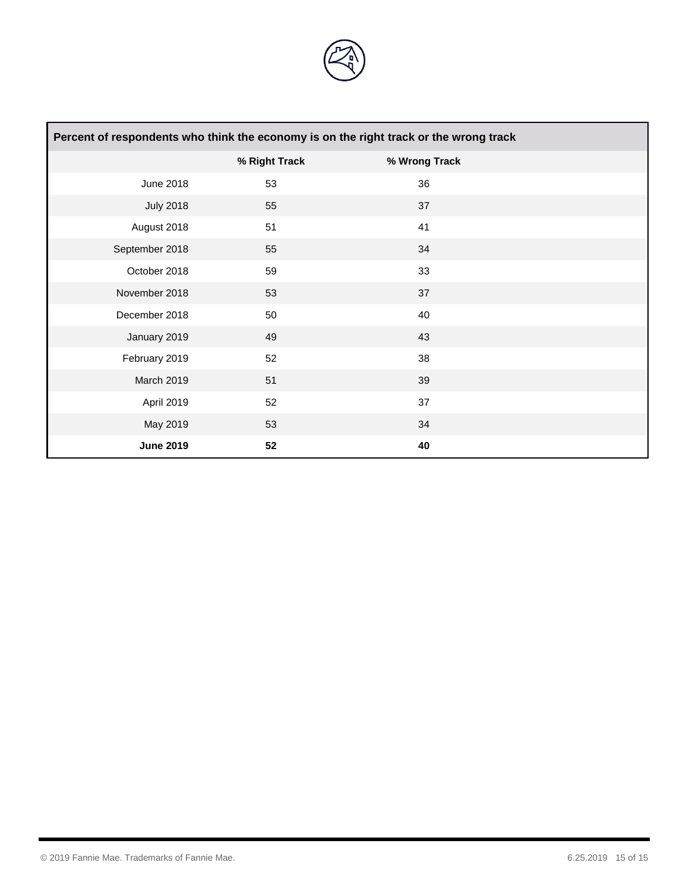| Percent of respondents who think the economy is on the right track or the wrong track | | |
|---|---|---|
| | % Right Track | % Wrong Track |
| June 2018 | 53 | 36 |
| July 2018 | 55 | 37 |
| August 2018 | 51 | 41 |
| September 2018 | 55 | 34 |
| October 2018 | 59 | 33 |
| November 2018 | 53 | 37 |
| December 2018 | 50 | 40 |
| January 2019 | 49 | 43 |
| February 2019 | 52 | 38 |
| March 2019 | 51 | 39 |
| April 2019 | 52 | 37 |
| May 2019 | 53 | 34 |
| **June 2019** | **52** | **40** |

© 2019 Fannie Mae. Trademarks of Fannie Mae.